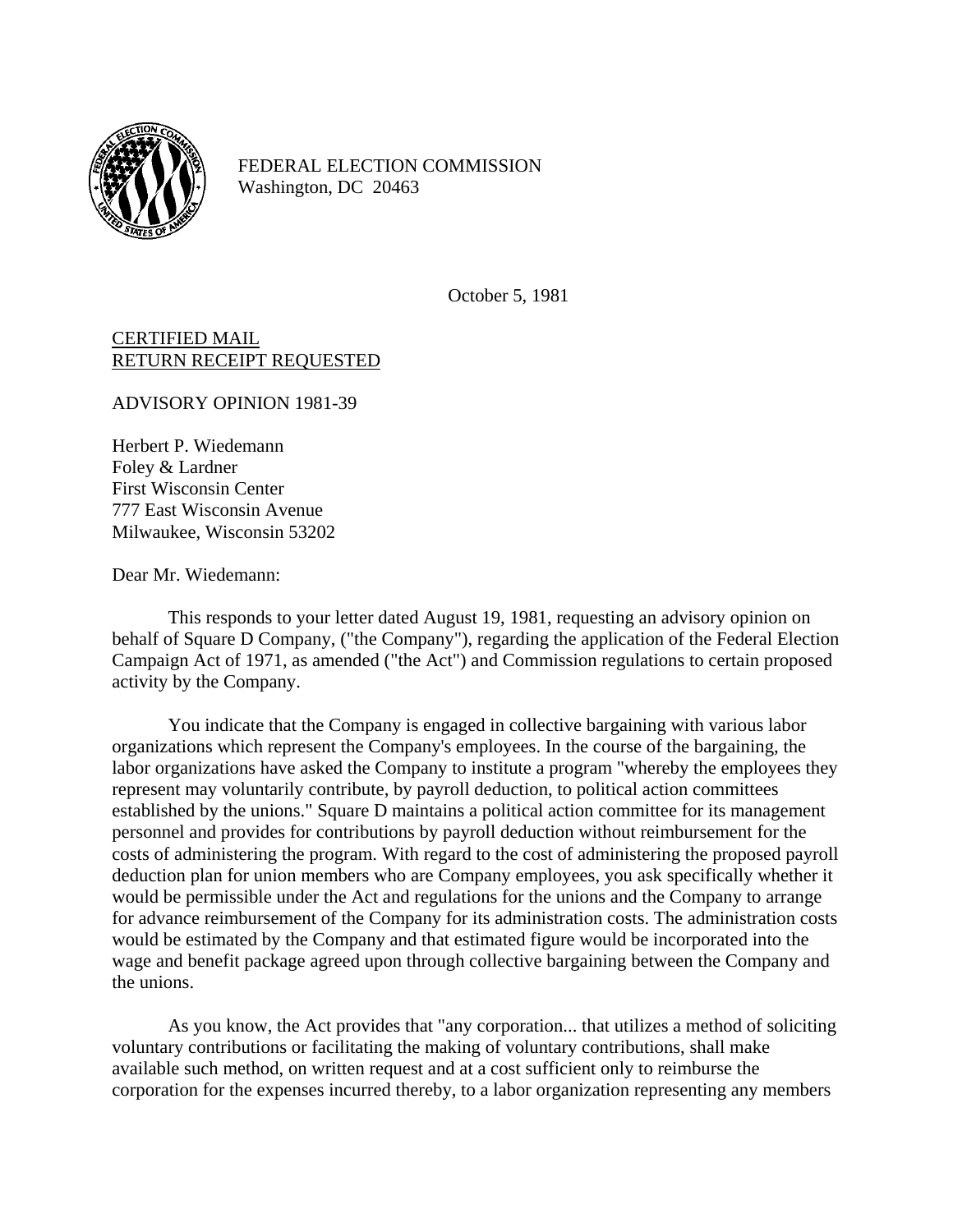FEDERAL ELECTION COMMISSION
Washington, DC 20463

October 5, 1981

<u>CERTIFIED MAIL</u>
<u>RETURN RECEIPT REQUESTED</u>

ADVISORY OPINION 1981-39

Herbert P. Wiedemann
Foley & Lardner
First Wisconsin Center
777 East Wisconsin Avenue
Milwaukee, Wisconsin 53202

Dear Mr. Wiedemann:

This responds to your letter dated August 19, 1981, requesting an advisory opinion on behalf of Square D Company, ("the Company"), regarding the application of the Federal Election Campaign Act of 1971, as amended ("the Act") and Commission regulations to certain proposed activity by the Company.

You indicate that the Company is engaged in collective bargaining with various labor organizations which represent the Company's employees. In the course of the bargaining, the labor organizations have asked the Company to institute a program "whereby the employees they represent may voluntarily contribute, by payroll deduction, to political action committees established by the unions." Square D maintains a political action committee for its management personnel and provides for contributions by payroll deduction without reimbursement for the costs of administering the program. With regard to the cost of administering the proposed payroll deduction plan for union members who are Company employees, you ask specifically whether it would be permissible under the Act and regulations for the unions and the Company to arrange for advance reimbursement of the Company for its administration costs. The administration costs would be estimated by the Company and that estimated figure would be incorporated into the wage and benefit package agreed upon through collective bargaining between the Company and the unions.

As you know, the Act provides that "any corporation... that utilizes a method of soliciting voluntary contributions or facilitating the making of voluntary contributions, shall make available such method, on written request and at a cost sufficient only to reimburse the corporation for the expenses incurred thereby, to a labor organization representing any members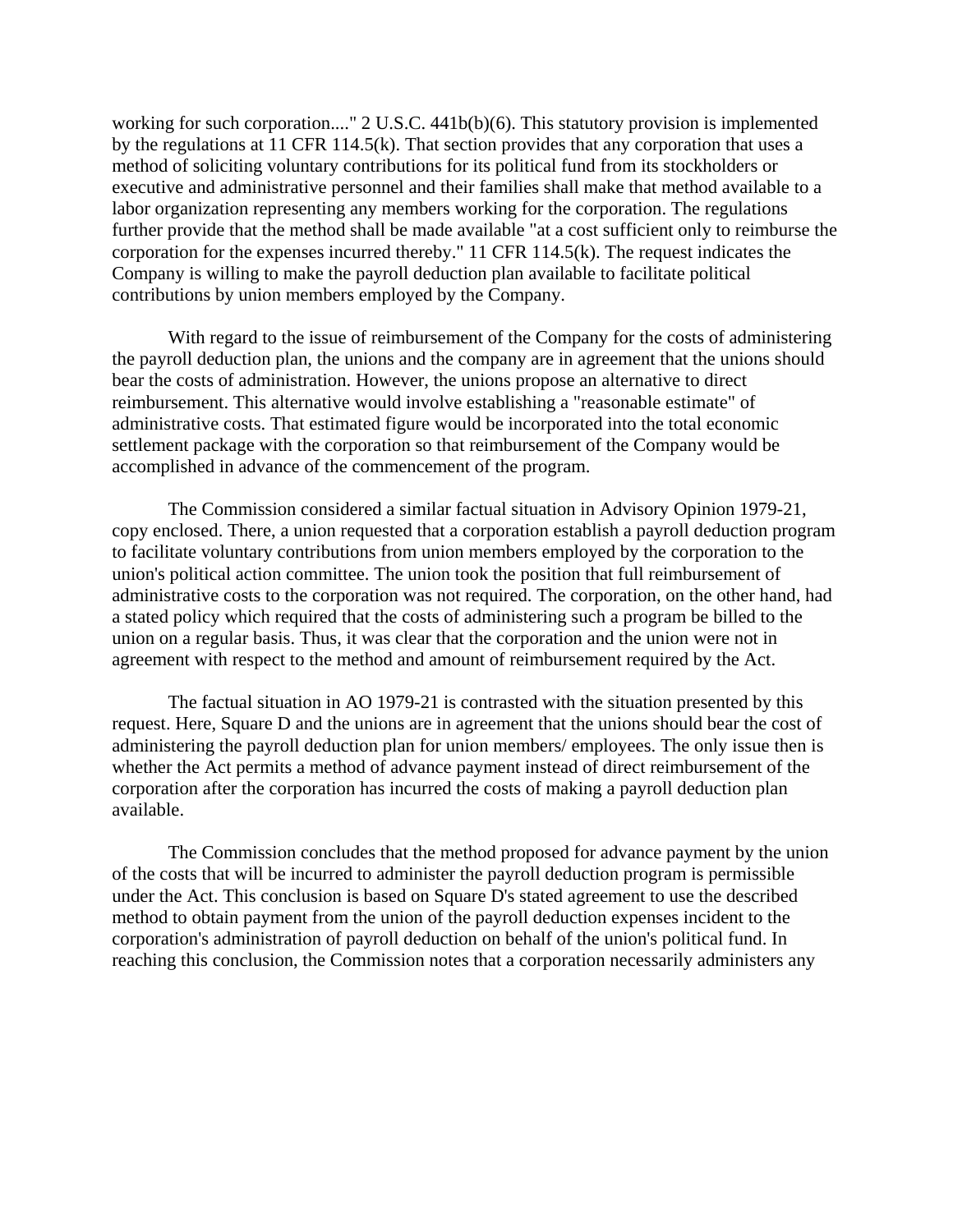working for such corporation...." 2 U.S.C. 441b(b)(6). This statutory provision is implemented by the regulations at 11 CFR 114.5(k). That section provides that any corporation that uses a method of soliciting voluntary contributions for its political fund from its stockholders or executive and administrative personnel and their families shall make that method available to a labor organization representing any members working for the corporation. The regulations further provide that the method shall be made available "at a cost sufficient only to reimburse the corporation for the expenses incurred thereby." 11 CFR 114.5(k). The request indicates the Company is willing to make the payroll deduction plan available to facilitate political contributions by union members employed by the Company.

With regard to the issue of reimbursement of the Company for the costs of administering the payroll deduction plan, the unions and the company are in agreement that the unions should bear the costs of administration. However, the unions propose an alternative to direct reimbursement. This alternative would involve establishing a "reasonable estimate" of administrative costs. That estimated figure would be incorporated into the total economic settlement package with the corporation so that reimbursement of the Company would be accomplished in advance of the commencement of the program.

The Commission considered a similar factual situation in Advisory Opinion 1979-21, copy enclosed. There, a union requested that a corporation establish a payroll deduction program to facilitate voluntary contributions from union members employed by the corporation to the union's political action committee. The union took the position that full reimbursement of administrative costs to the corporation was not required. The corporation, on the other hand, had a stated policy which required that the costs of administering such a program be billed to the union on a regular basis. Thus, it was clear that the corporation and the union were not in agreement with respect to the method and amount of reimbursement required by the Act.

The factual situation in AO 1979-21 is contrasted with the situation presented by this request. Here, Square D and the unions are in agreement that the unions should bear the cost of administering the payroll deduction plan for union members/ employees. The only issue then is whether the Act permits a method of advance payment instead of direct reimbursement of the corporation after the corporation has incurred the costs of making a payroll deduction plan available.

The Commission concludes that the method proposed for advance payment by the union of the costs that will be incurred to administer the payroll deduction program is permissible under the Act. This conclusion is based on Square D's stated agreement to use the described method to obtain payment from the union of the payroll deduction expenses incident to the corporation's administration of payroll deduction on behalf of the union's political fund. In reaching this conclusion, the Commission notes that a corporation necessarily administers any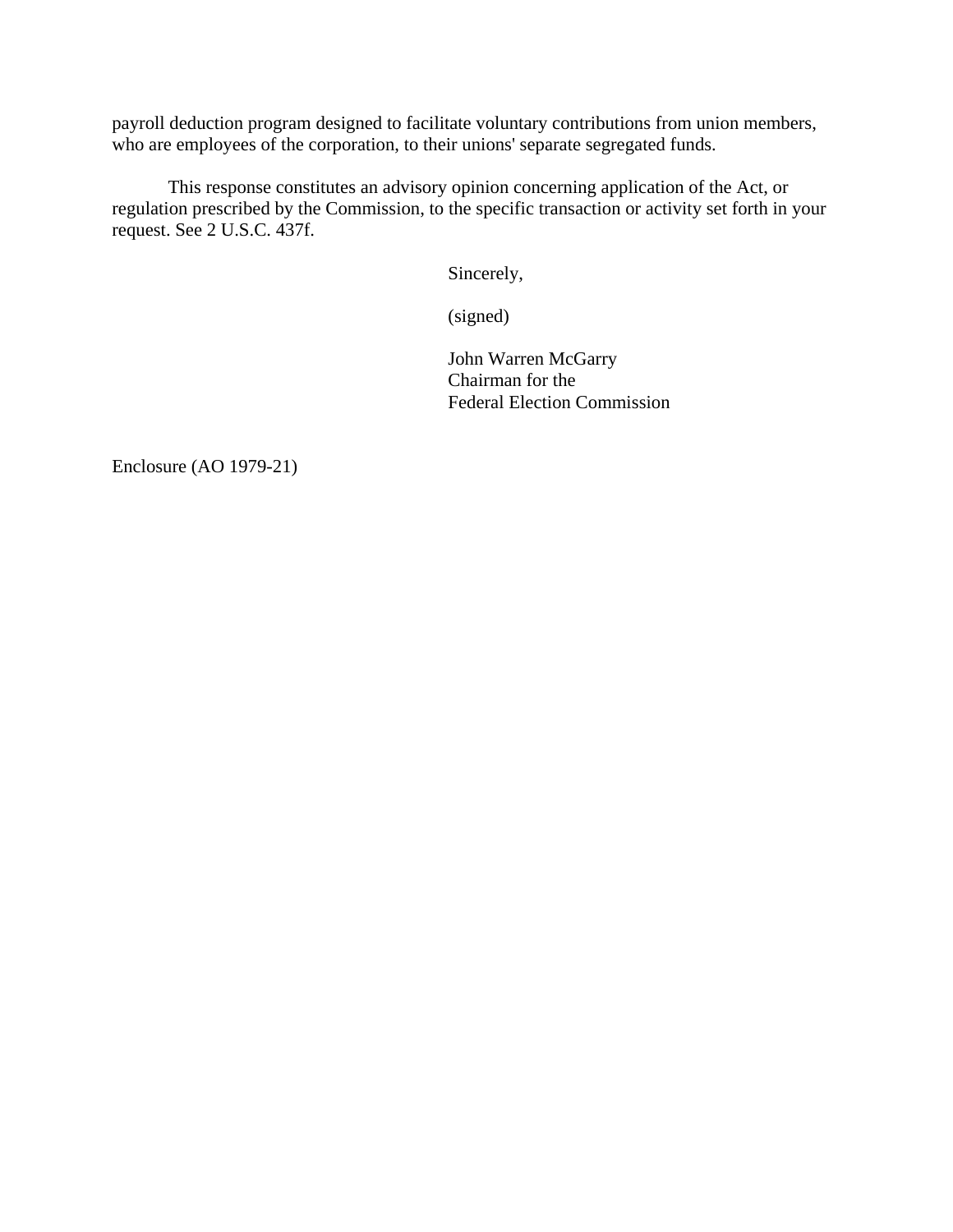payroll deduction program designed to facilitate voluntary contributions from union members, who are employees of the corporation, to their unions' separate segregated funds.

This response constitutes an advisory opinion concerning application of the Act, or regulation prescribed by the Commission, to the specific transaction or activity set forth in your request. See 2 U.S.C. 437f.

Sincerely,

(signed)

John Warren McGarry
Chairman for the
Federal Election Commission

Enclosure (AO 1979-21)